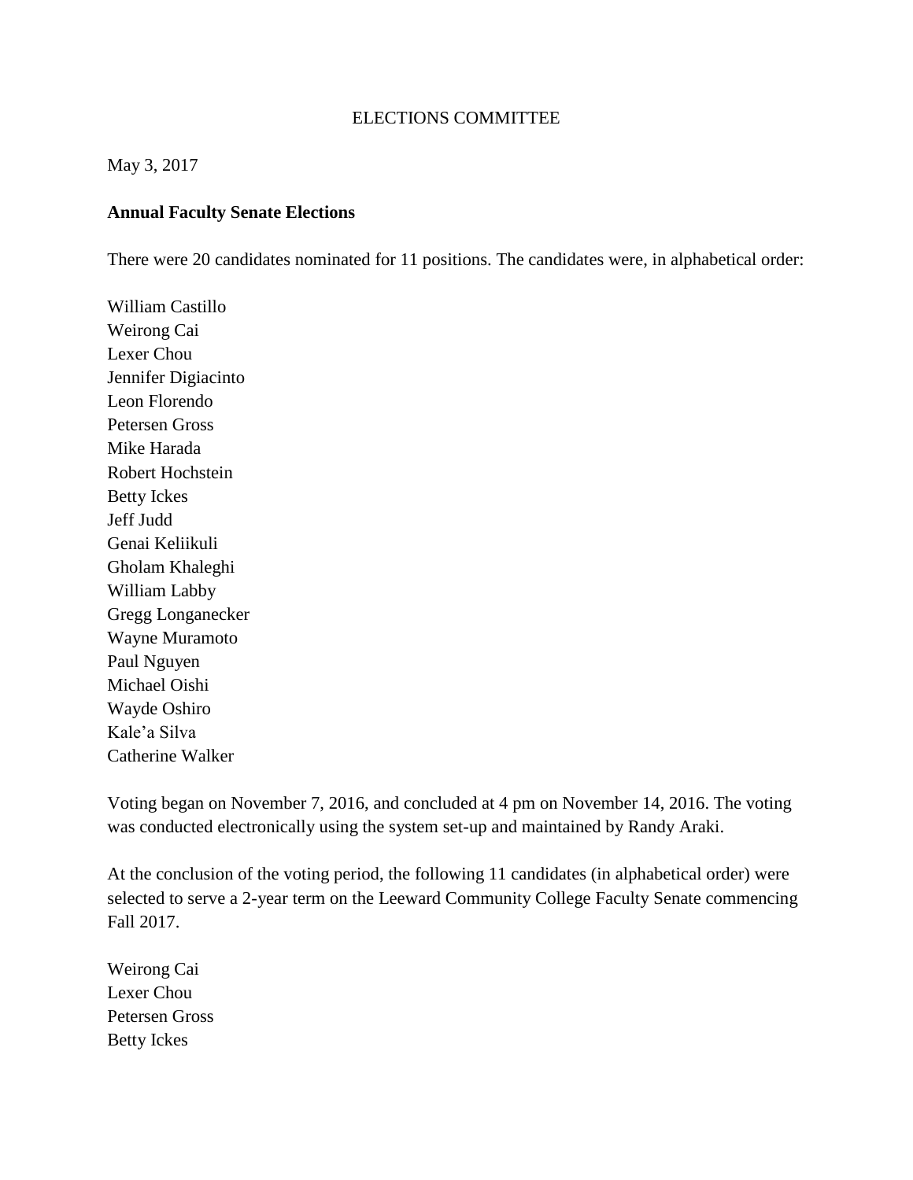ELECTIONS COMMITTEE

May 3, 2017

**Annual Faculty Senate Elections**

There were 20 candidates nominated for 11 positions. The candidates were, in alphabetical order:

William Castillo
Weirong Cai
Lexer Chou
Jennifer Digiacinto
Leon Florendo
Petersen Gross
Mike Harada
Robert Hochstein
Betty Ickes
Jeff Judd
Genai Keliikuli
Gholam Khaleghi
William Labby
Gregg Longanecker
Wayne Muramoto
Paul Nguyen
Michael Oishi
Wayde Oshiro
Kale'a Silva
Catherine Walker

Voting began on November 7, 2016, and concluded at 4 pm on November 14, 2016. The voting was conducted electronically using the system set-up and maintained by Randy Araki.

At the conclusion of the voting period, the following 11 candidates (in alphabetical order) were selected to serve a 2-year term on the Leeward Community College Faculty Senate commencing Fall 2017.

Weirong Cai
Lexer Chou
Petersen Gross
Betty Ickes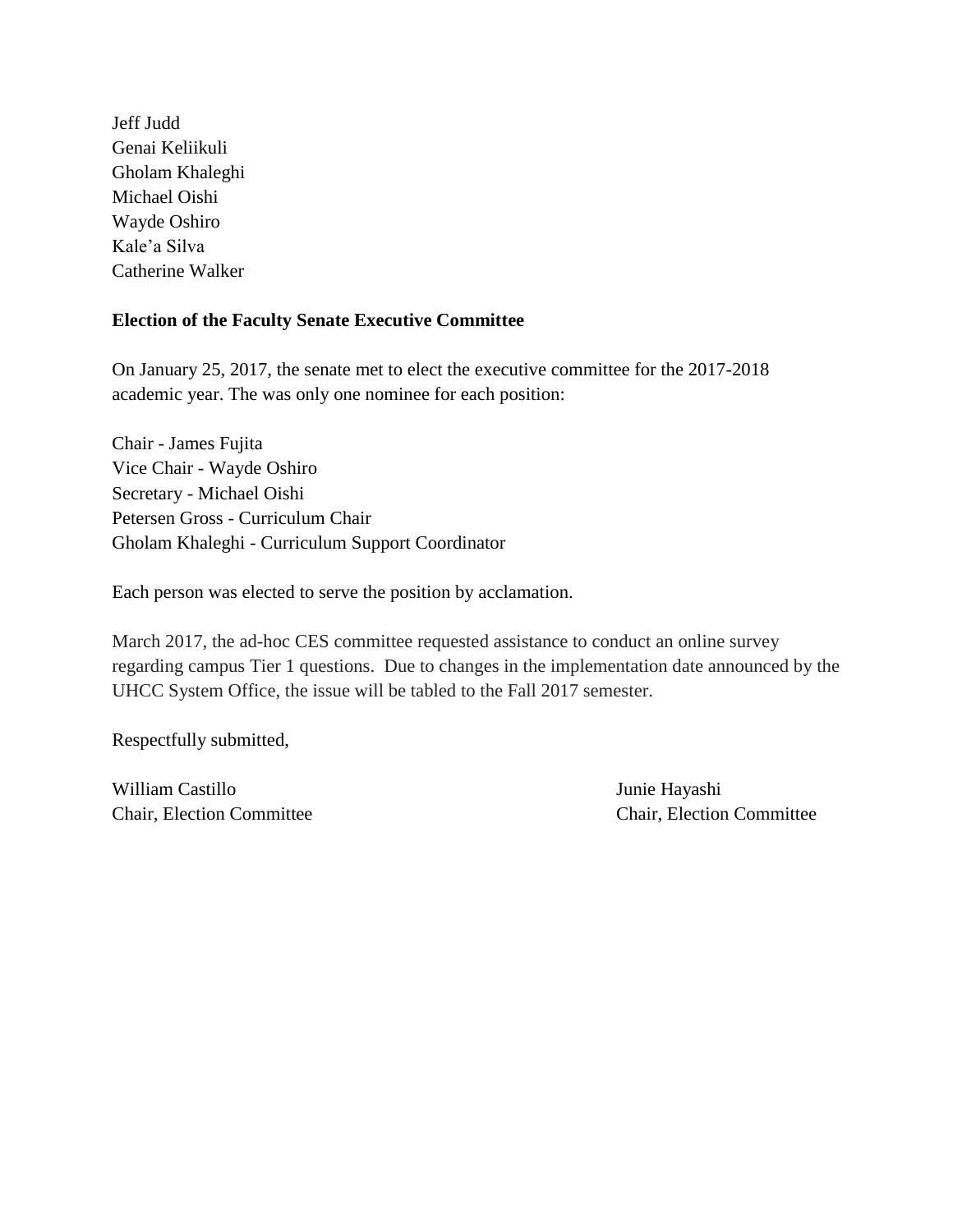Jeff Judd
Genai Keliikuli
Gholam Khaleghi
Michael Oishi
Wayde Oshiro
Kale'a Silva
Catherine Walker

**Election of the Faculty Senate Executive Committee**

On January 25, 2017, the senate met to elect the executive committee for the 2017-2018 academic year. The was only one nominee for each position:

Chair - James Fujita
Vice Chair - Wayde Oshiro
Secretary - Michael Oishi
Petersen Gross - Curriculum Chair
Gholam Khaleghi - Curriculum Support Coordinator

Each person was elected to serve the position by acclamation.

March 2017, the ad-hoc CES committee requested assistance to conduct an online survey regarding campus Tier 1 questions. Due to changes in the implementation date announced by the UHCC System Office, the issue will be tabled to the Fall 2017 semester.

Respectfully submitted,

William Castillo
Chair, Election Committee

Junie Hayashi
Chair, Election Committee